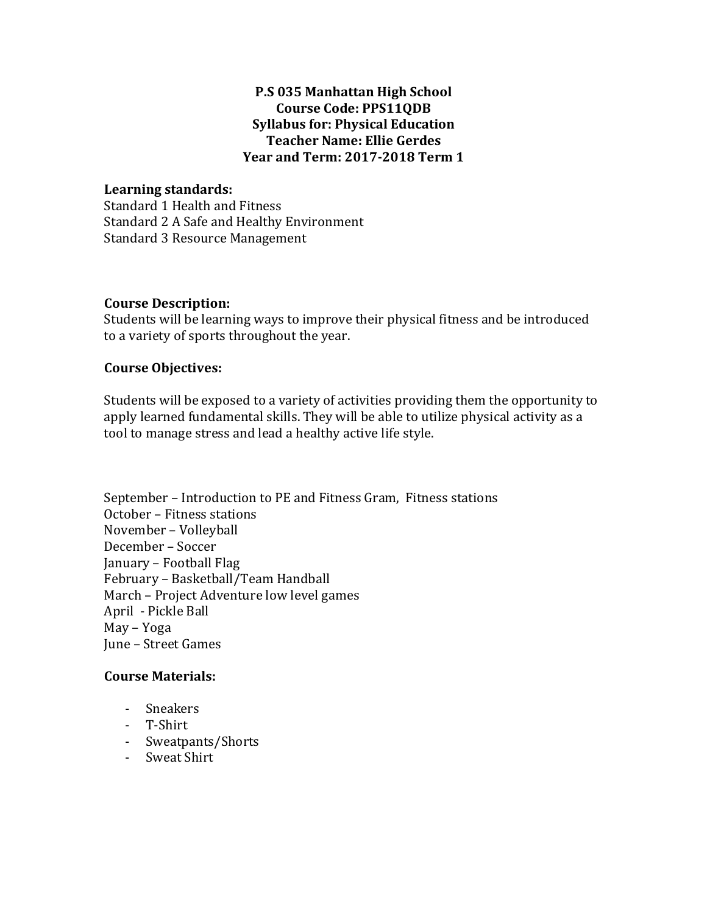**P.S 035 Manhattan High School**
**Course Code: PPS11QDB**
**Syllabus for: Physical Education**
**Teacher Name: Ellie Gerdes**
**Year and Term: 2017-2018 Term 1**

**Learning standards:**
Standard 1 Health and Fitness
Standard 2 A Safe and Healthy Environment
Standard 3 Resource Management

**Course Description:**
Students will be learning ways to improve their physical fitness and be introduced to a variety of sports throughout the year.

**Course Objectives:**

Students will be exposed to a variety of activities providing them the opportunity to apply learned fundamental skills. They will be able to utilize physical activity as a tool to manage stress and lead a healthy active life style.

September – Introduction to PE and Fitness Gram, Fitness stations
October – Fitness stations
November – Volleyball
December – Soccer
January – Football Flag
February – Basketball/Team Handball
March – Project Adventure low level games
April - Pickle Ball
May – Yoga
June – Street Games

**Course Materials:**

- Sneakers
- T-Shirt
- Sweatpants/Shorts
- Sweat Shirt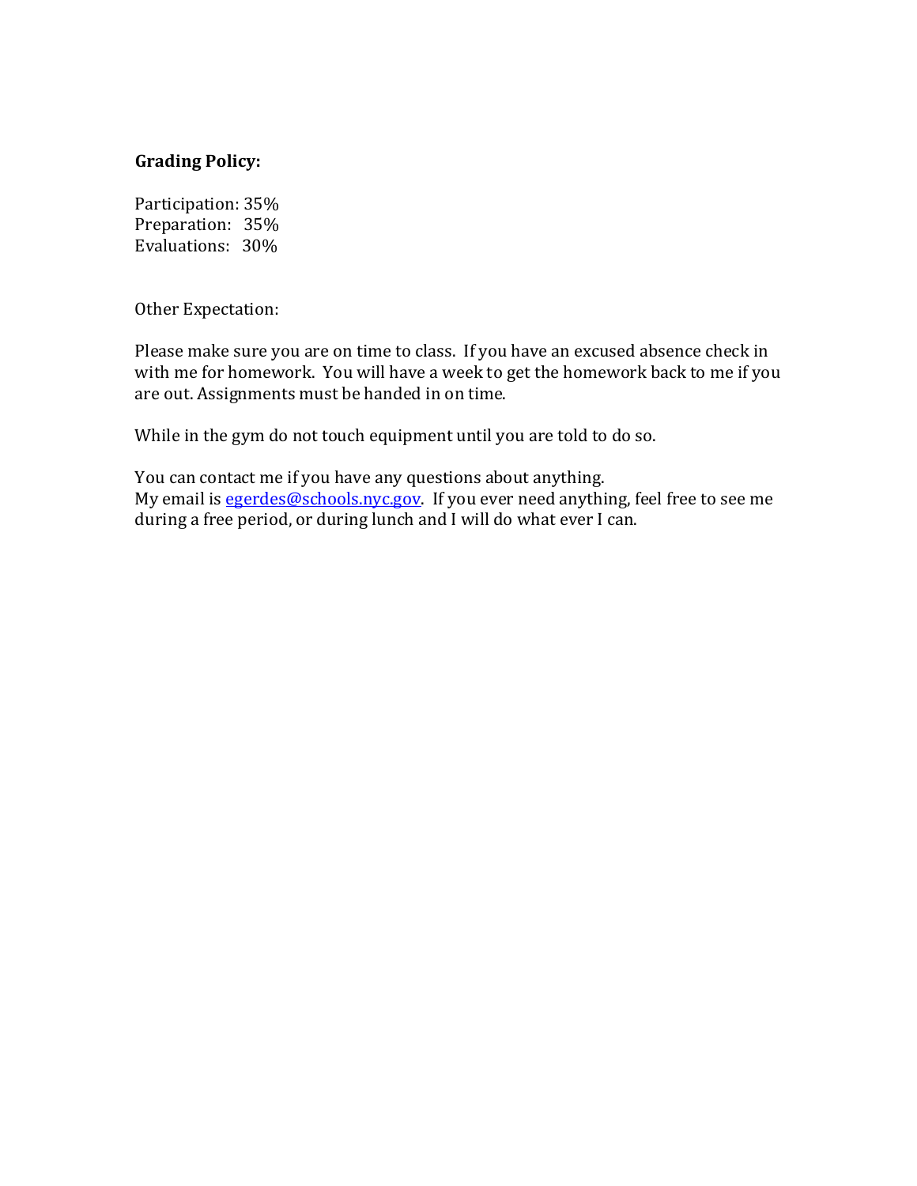**Grading Policy:**

Participation: 35%
Preparation: 35%
Evaluations: 30%

Other Expectation:

Please make sure you are on time to class. If you have an excused absence check in with me for homework. You will have a week to get the homework back to me if you are out. Assignments must be handed in on time.

While in the gym do not touch equipment until you are told to do so.

You can contact me if you have any questions about anything.
My email is egerdes@schools.nyc.gov. If you ever need anything, feel free to see me during a free period, or during lunch and I will do what ever I can.